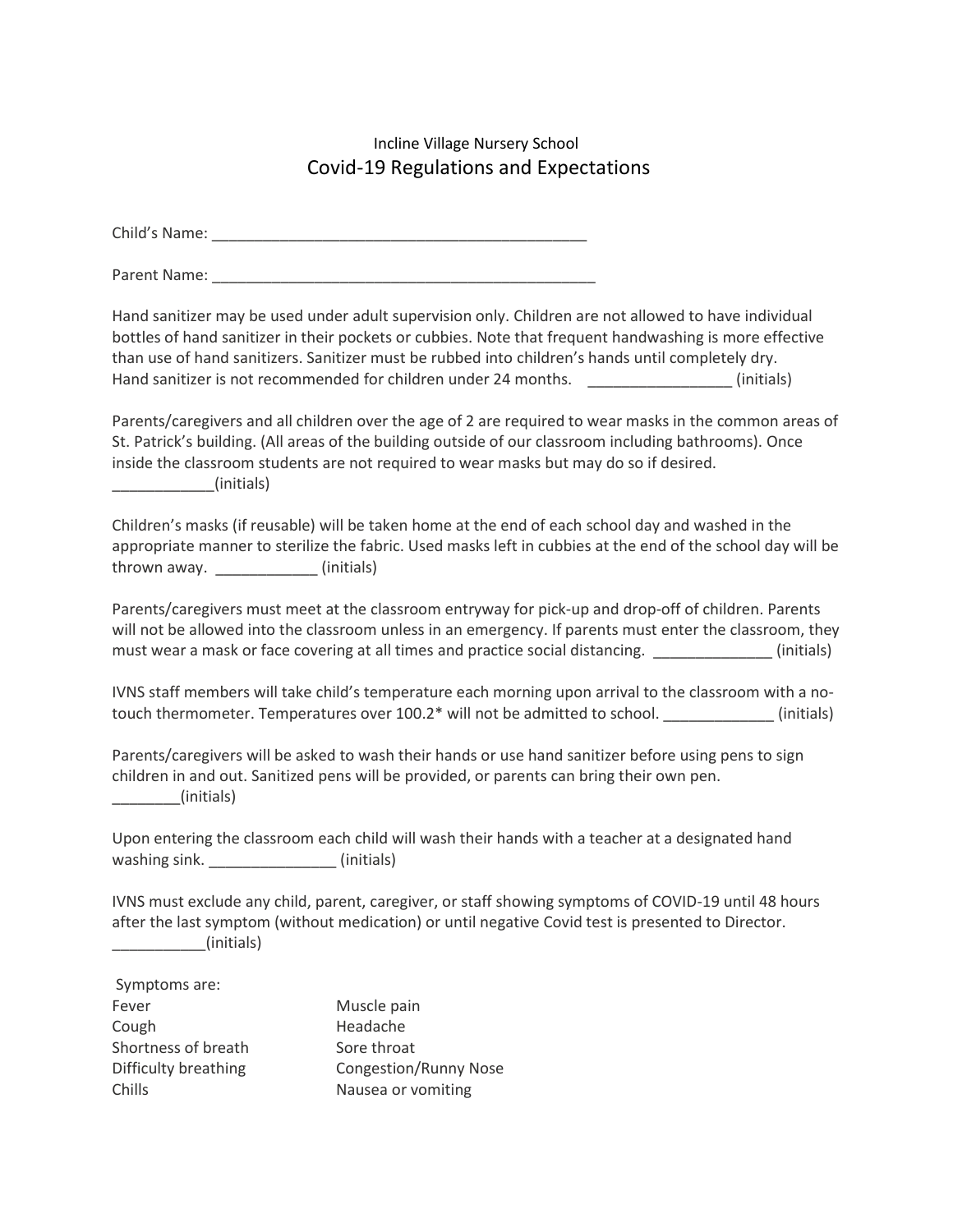Incline Village Nursery School

# Covid-19 Regulations and Expectations

Child's Name: _____________________________________________

Parent Name: ______________________________________________

Hand sanitizer may be used under adult supervision only. Children are not allowed to have individual bottles of hand sanitizer in their pockets or cubbies. Note that frequent handwashing is more effective than use of hand sanitizers. Sanitizer must be rubbed into children's hands until completely dry. Hand sanitizer is not recommended for children under 24 months. _________________ (initials)

Parents/caregivers and all children over the age of 2 are required to wear masks in the common areas of St. Patrick's building. (All areas of the building outside of our classroom including bathrooms). Once inside the classroom students are not required to wear masks but may do so if desired. ____________(initials)

Children's masks (if reusable) will be taken home at the end of each school day and washed in the appropriate manner to sterilize the fabric. Used masks left in cubbies at the end of the school day will be thrown away. ____________ (initials)

Parents/caregivers must meet at the classroom entryway for pick-up and drop-off of children. Parents will not be allowed into the classroom unless in an emergency. If parents must enter the classroom, they must wear a mask or face covering at all times and practice social distancing. ______________ (initials)

IVNS staff members will take child's temperature each morning upon arrival to the classroom with a no-touch thermometer. Temperatures over 100.2* will not be admitted to school. _____________ (initials)

Parents/caregivers will be asked to wash their hands or use hand sanitizer before using pens to sign children in and out. Sanitized pens will be provided, or parents can bring their own pen. ________(initials)

Upon entering the classroom each child will wash their hands with a teacher at a designated hand washing sink. _______________ (initials)

IVNS must exclude any child, parent, caregiver, or staff showing symptoms of COVID-19 until 48 hours after the last symptom (without medication) or until negative Covid test is presented to Director. ___________(initials)

Symptoms are:

- Fever
- Cough
- Shortness of breath
- Difficulty breathing
- Chills
- Muscle pain
- Headache
- Sore throat
- Congestion/Runny Nose
- Nausea or vomiting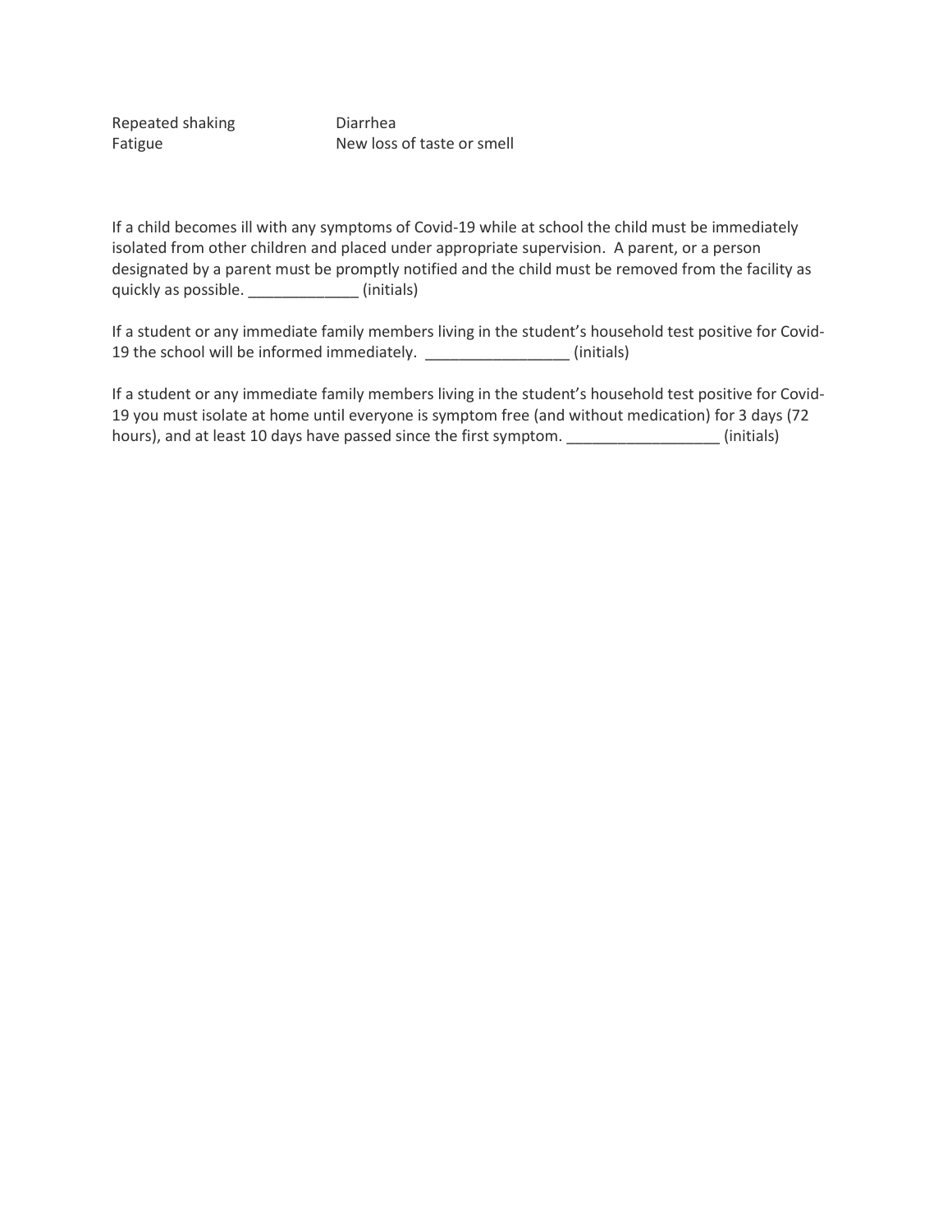| | |
|---|---|
| Repeated shaking | Diarrhea |
| Fatigue | New loss of taste or smell |

If a child becomes ill with any symptoms of Covid-19 while at school the child must be immediately isolated from other children and placed under appropriate supervision. A parent, or a person designated by a parent must be promptly notified and the child must be removed from the facility as quickly as possible. _____________ (initials)

If a student or any immediate family members living in the student's household test positive for Covid-19 the school will be informed immediately. _________________ (initials)

If a student or any immediate family members living in the student's household test positive for Covid-19 you must isolate at home until everyone is symptom free (and without medication) for 3 days (72 hours), and at least 10 days have passed since the first symptom. __________________ (initials)